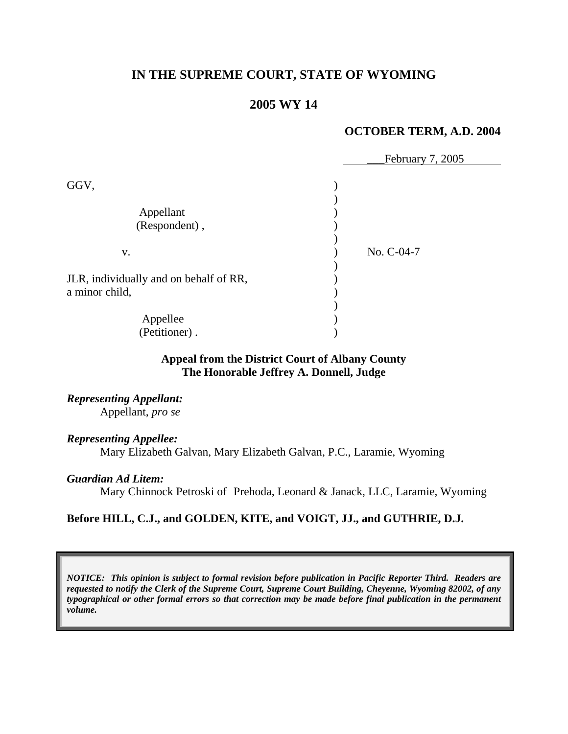# IN THE SUPREME COURT, STATE OF WYOMING

## 2005 WY 14

**OCTOBER TERM, A.D. 2004**

February 7, 2005

GGV,

Appellant
(Respondent) ,

v.

JLR, individually and on behalf of RR, a minor child,

Appellee
(Petitioner) .

No. C-04-7

**Appeal from the District Court of Albany County**
**The Honorable Jeffrey A. Donnell, Judge**

***Representing Appellant:***
Appellant, *pro se*

***Representing Appellee:***
Mary Elizabeth Galvan, Mary Elizabeth Galvan, P.C., Laramie, Wyoming

***Guardian Ad Litem:***
Mary Chinnock Petroski of Prehoda, Leonard & Janack, LLC, Laramie, Wyoming

**Before HILL, C.J., and GOLDEN, KITE, and VOIGT, JJ., and GUTHRIE, D.J.**

***NOTICE: This opinion is subject to formal revision before publication in Pacific Reporter Third. Readers are requested to notify the Clerk of the Supreme Court, Supreme Court Building, Cheyenne, Wyoming 82002, of any typographical or other formal errors so that correction may be made before final publication in the permanent volume.***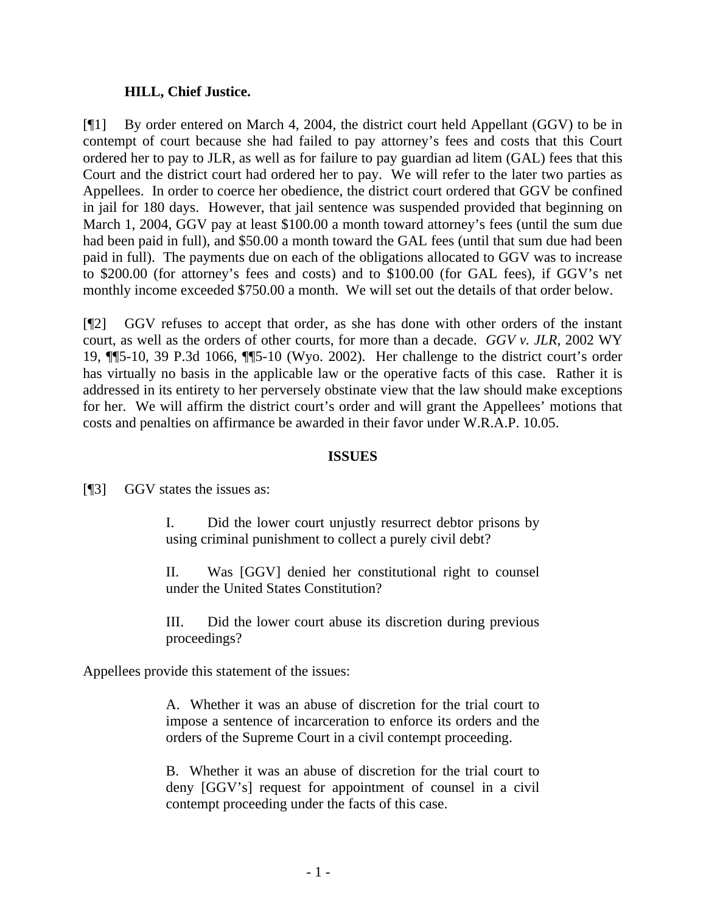**HILL, Chief Justice.**

[¶1] By order entered on March 4, 2004, the district court held Appellant (GGV) to be in contempt of court because she had failed to pay attorney's fees and costs that this Court ordered her to pay to JLR, as well as for failure to pay guardian ad litem (GAL) fees that this Court and the district court had ordered her to pay. We will refer to the later two parties as Appellees. In order to coerce her obedience, the district court ordered that GGV be confined in jail for 180 days. However, that jail sentence was suspended provided that beginning on March 1, 2004, GGV pay at least $100.00 a month toward attorney's fees (until the sum due had been paid in full), and $50.00 a month toward the GAL fees (until that sum due had been paid in full). The payments due on each of the obligations allocated to GGV was to increase to $200.00 (for attorney's fees and costs) and to $100.00 (for GAL fees), if GGV's net monthly income exceeded $750.00 a month. We will set out the details of that order below.

[¶2] GGV refuses to accept that order, as she has done with other orders of the instant court, as well as the orders of other courts, for more than a decade. *GGV v. JLR*, 2002 WY 19, ¶¶5-10, 39 P.3d 1066, ¶¶5-10 (Wyo. 2002). Her challenge to the district court's order has virtually no basis in the applicable law or the operative facts of this case. Rather it is addressed in its entirety to her perversely obstinate view that the law should make exceptions for her. We will affirm the district court's order and will grant the Appellees' motions that costs and penalties on affirmance be awarded in their favor under W.R.A.P. 10.05.

**ISSUES**

[¶3] GGV states the issues as:

> I. Did the lower court unjustly resurrect debtor prisons by using criminal punishment to collect a purely civil debt?
>
> II. Was [GGV] denied her constitutional right to counsel under the United States Constitution?
>
> III. Did the lower court abuse its discretion during previous proceedings?

Appellees provide this statement of the issues:

> A. Whether it was an abuse of discretion for the trial court to impose a sentence of incarceration to enforce its orders and the orders of the Supreme Court in a civil contempt proceeding.
>
> B. Whether it was an abuse of discretion for the trial court to deny [GGV's] request for appointment of counsel in a civil contempt proceeding under the facts of this case.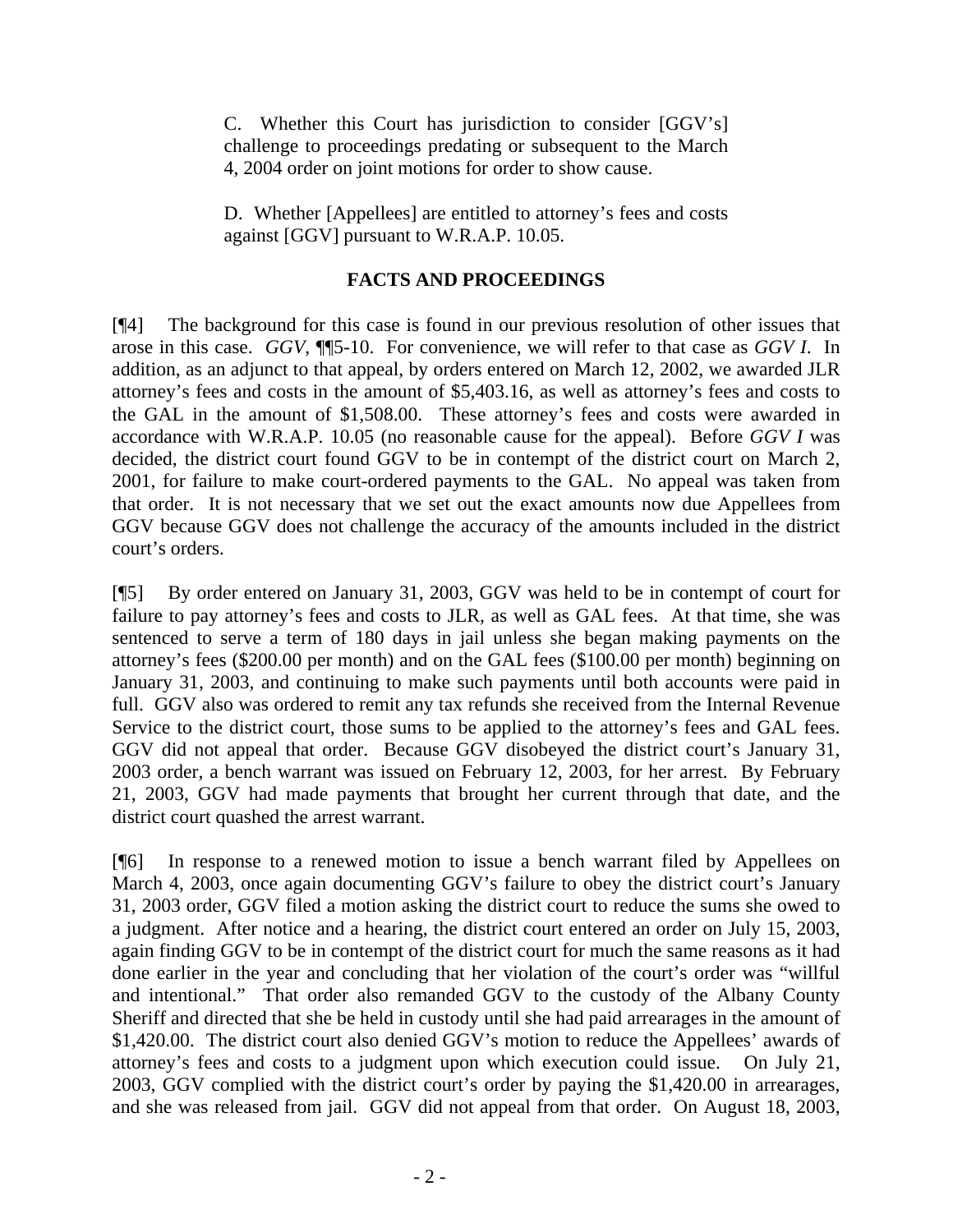> C. Whether this Court has jurisdiction to consider [GGV's] challenge to proceedings predating or subsequent to the March 4, 2004 order on joint motions for order to show cause.
>
> D. Whether [Appellees] are entitled to attorney's fees and costs against [GGV] pursuant to W.R.A.P. 10.05.

## FACTS AND PROCEEDINGS

[¶4] The background for this case is found in our previous resolution of other issues that arose in this case. *GGV*, ¶¶5-10. For convenience, we will refer to that case as *GGV I*. In addition, as an adjunct to that appeal, by orders entered on March 12, 2002, we awarded JLR attorney's fees and costs in the amount of $5,403.16, as well as attorney's fees and costs to the GAL in the amount of $1,508.00. These attorney's fees and costs were awarded in accordance with W.R.A.P. 10.05 (no reasonable cause for the appeal). Before *GGV I* was decided, the district court found GGV to be in contempt of the district court on March 2, 2001, for failure to make court-ordered payments to the GAL. No appeal was taken from that order. It is not necessary that we set out the exact amounts now due Appellees from GGV because GGV does not challenge the accuracy of the amounts included in the district court's orders.

[¶5] By order entered on January 31, 2003, GGV was held to be in contempt of court for failure to pay attorney's fees and costs to JLR, as well as GAL fees. At that time, she was sentenced to serve a term of 180 days in jail unless she began making payments on the attorney's fees ($200.00 per month) and on the GAL fees ($100.00 per month) beginning on January 31, 2003, and continuing to make such payments until both accounts were paid in full. GGV also was ordered to remit any tax refunds she received from the Internal Revenue Service to the district court, those sums to be applied to the attorney's fees and GAL fees. GGV did not appeal that order. Because GGV disobeyed the district court's January 31, 2003 order, a bench warrant was issued on February 12, 2003, for her arrest. By February 21, 2003, GGV had made payments that brought her current through that date, and the district court quashed the arrest warrant.

[¶6] In response to a renewed motion to issue a bench warrant filed by Appellees on March 4, 2003, once again documenting GGV's failure to obey the district court's January 31, 2003 order, GGV filed a motion asking the district court to reduce the sums she owed to a judgment. After notice and a hearing, the district court entered an order on July 15, 2003, again finding GGV to be in contempt of the district court for much the same reasons as it had done earlier in the year and concluding that her violation of the court's order was "willful and intentional." That order also remanded GGV to the custody of the Albany County Sheriff and directed that she be held in custody until she had paid arrearages in the amount of $1,420.00. The district court also denied GGV's motion to reduce the Appellees' awards of attorney's fees and costs to a judgment upon which execution could issue. On July 21, 2003, GGV complied with the district court's order by paying the $1,420.00 in arrearages, and she was released from jail. GGV did not appeal from that order. On August 18, 2003,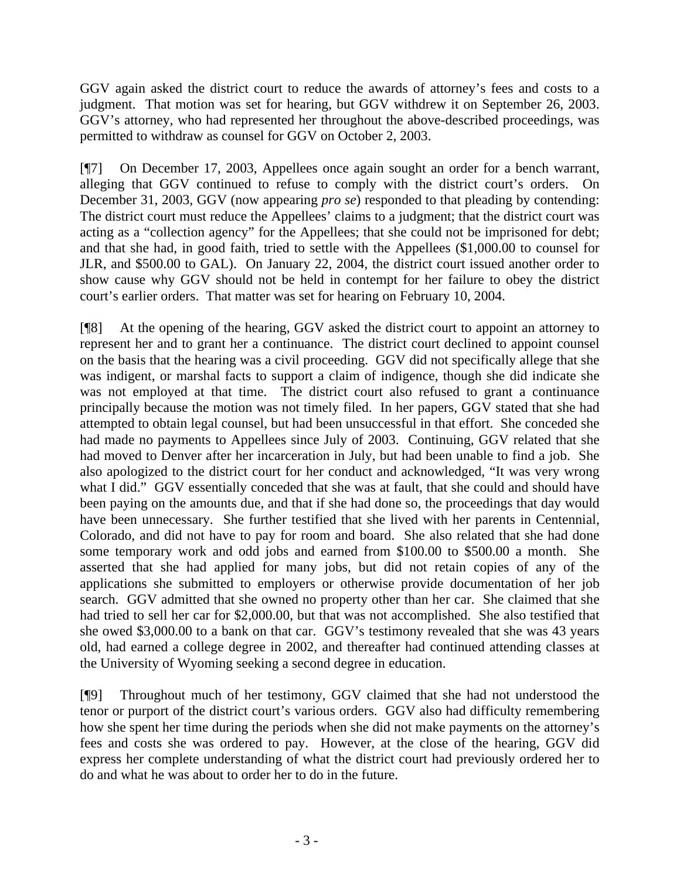GGV again asked the district court to reduce the awards of attorney's fees and costs to a judgment. That motion was set for hearing, but GGV withdrew it on September 26, 2003. GGV's attorney, who had represented her throughout the above-described proceedings, was permitted to withdraw as counsel for GGV on October 2, 2003.

[¶7] On December 17, 2003, Appellees once again sought an order for a bench warrant, alleging that GGV continued to refuse to comply with the district court's orders. On December 31, 2003, GGV (now appearing *pro se*) responded to that pleading by contending: The district court must reduce the Appellees' claims to a judgment; that the district court was acting as a "collection agency" for the Appellees; that she could not be imprisoned for debt; and that she had, in good faith, tried to settle with the Appellees ($1,000.00 to counsel for JLR, and $500.00 to GAL). On January 22, 2004, the district court issued another order to show cause why GGV should not be held in contempt for her failure to obey the district court's earlier orders. That matter was set for hearing on February 10, 2004.

[¶8] At the opening of the hearing, GGV asked the district court to appoint an attorney to represent her and to grant her a continuance. The district court declined to appoint counsel on the basis that the hearing was a civil proceeding. GGV did not specifically allege that she was indigent, or marshal facts to support a claim of indigence, though she did indicate she was not employed at that time. The district court also refused to grant a continuance principally because the motion was not timely filed. In her papers, GGV stated that she had attempted to obtain legal counsel, but had been unsuccessful in that effort. She conceded she had made no payments to Appellees since July of 2003. Continuing, GGV related that she had moved to Denver after her incarceration in July, but had been unable to find a job. She also apologized to the district court for her conduct and acknowledged, "It was very wrong what I did." GGV essentially conceded that she was at fault, that she could and should have been paying on the amounts due, and that if she had done so, the proceedings that day would have been unnecessary. She further testified that she lived with her parents in Centennial, Colorado, and did not have to pay for room and board. She also related that she had done some temporary work and odd jobs and earned from $100.00 to $500.00 a month. She asserted that she had applied for many jobs, but did not retain copies of any of the applications she submitted to employers or otherwise provide documentation of her job search. GGV admitted that she owned no property other than her car. She claimed that she had tried to sell her car for $2,000.00, but that was not accomplished. She also testified that she owed $3,000.00 to a bank on that car. GGV's testimony revealed that she was 43 years old, had earned a college degree in 2002, and thereafter had continued attending classes at the University of Wyoming seeking a second degree in education.

[¶9] Throughout much of her testimony, GGV claimed that she had not understood the tenor or purport of the district court's various orders. GGV also had difficulty remembering how she spent her time during the periods when she did not make payments on the attorney's fees and costs she was ordered to pay. However, at the close of the hearing, GGV did express her complete understanding of what the district court had previously ordered her to do and what he was about to order her to do in the future.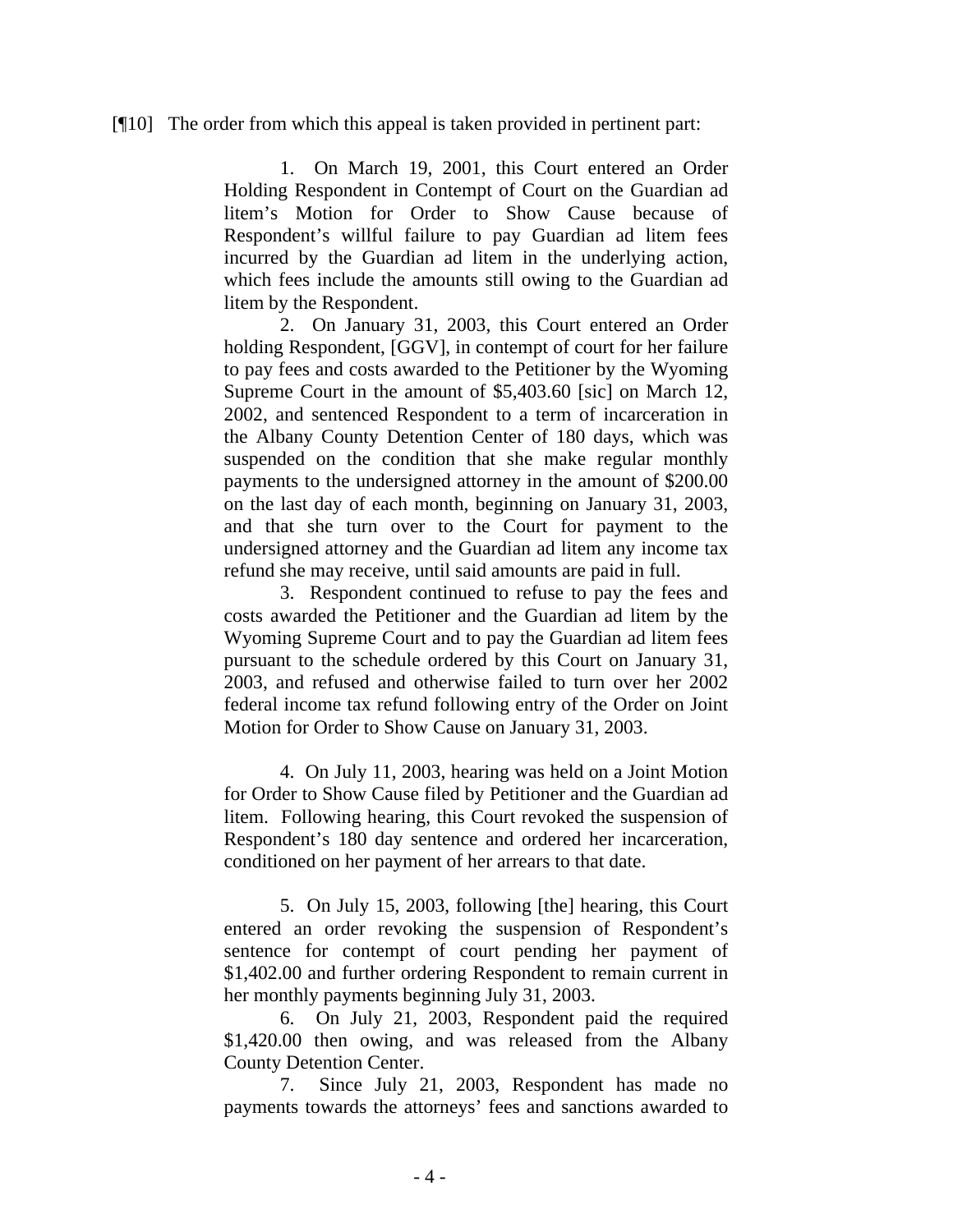[¶10] The order from which this appeal is taken provided in pertinent part:

> 1. On March 19, 2001, this Court entered an Order Holding Respondent in Contempt of Court on the Guardian ad litem's Motion for Order to Show Cause because of Respondent's willful failure to pay Guardian ad litem fees incurred by the Guardian ad litem in the underlying action, which fees include the amounts still owing to the Guardian ad litem by the Respondent.
>
> 2. On January 31, 2003, this Court entered an Order holding Respondent, [GGV], in contempt of court for her failure to pay fees and costs awarded to the Petitioner by the Wyoming Supreme Court in the amount of $5,403.60 [sic] on March 12, 2002, and sentenced Respondent to a term of incarceration in the Albany County Detention Center of 180 days, which was suspended on the condition that she make regular monthly payments to the undersigned attorney in the amount of $200.00 on the last day of each month, beginning on January 31, 2003, and that she turn over to the Court for payment to the undersigned attorney and the Guardian ad litem any income tax refund she may receive, until said amounts are paid in full.
>
> 3. Respondent continued to refuse to pay the fees and costs awarded the Petitioner and the Guardian ad litem by the Wyoming Supreme Court and to pay the Guardian ad litem fees pursuant to the schedule ordered by this Court on January 31, 2003, and refused and otherwise failed to turn over her 2002 federal income tax refund following entry of the Order on Joint Motion for Order to Show Cause on January 31, 2003.
>
> 4. On July 11, 2003, hearing was held on a Joint Motion for Order to Show Cause filed by Petitioner and the Guardian ad litem. Following hearing, this Court revoked the suspension of Respondent's 180 day sentence and ordered her incarceration, conditioned on her payment of her arrears to that date.
>
> 5. On July 15, 2003, following [the] hearing, this Court entered an order revoking the suspension of Respondent's sentence for contempt of court pending her payment of $1,402.00 and further ordering Respondent to remain current in her monthly payments beginning July 31, 2003.
>
> 6. On July 21, 2003, Respondent paid the required $1,420.00 then owing, and was released from the Albany County Detention Center.
>
> 7. Since July 21, 2003, Respondent has made no payments towards the attorneys' fees and sanctions awarded to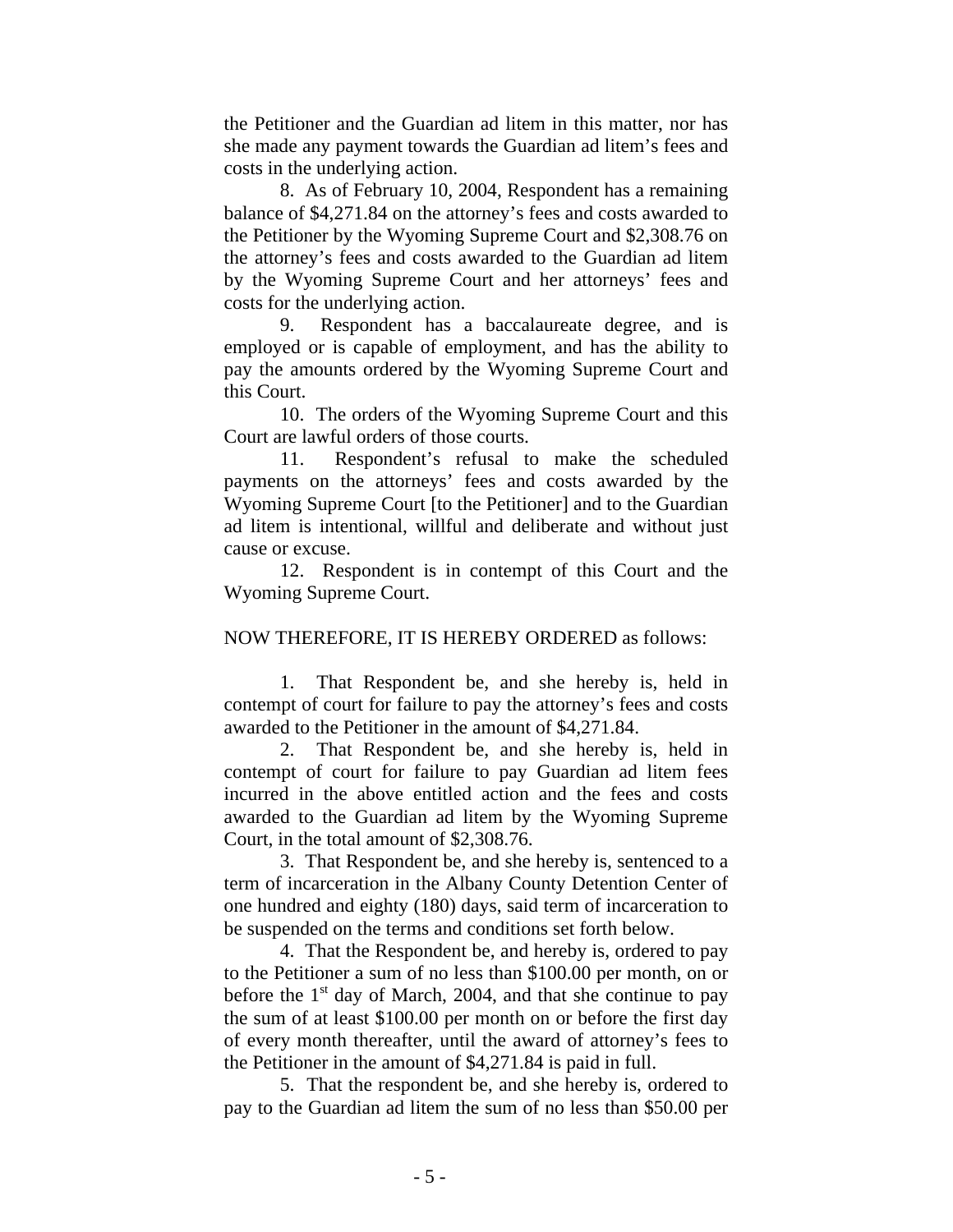the Petitioner and the Guardian ad litem in this matter, nor has she made any payment towards the Guardian ad litem's fees and costs in the underlying action.

8. As of February 10, 2004, Respondent has a remaining balance of $4,271.84 on the attorney's fees and costs awarded to the Petitioner by the Wyoming Supreme Court and $2,308.76 on the attorney's fees and costs awarded to the Guardian ad litem by the Wyoming Supreme Court and her attorneys' fees and costs for the underlying action.

9. Respondent has a baccalaureate degree, and is employed or is capable of employment, and has the ability to pay the amounts ordered by the Wyoming Supreme Court and this Court.

10. The orders of the Wyoming Supreme Court and this Court are lawful orders of those courts.

11. Respondent's refusal to make the scheduled payments on the attorneys' fees and costs awarded by the Wyoming Supreme Court [to the Petitioner] and to the Guardian ad litem is intentional, willful and deliberate and without just cause or excuse.

12. Respondent is in contempt of this Court and the Wyoming Supreme Court.

NOW THEREFORE, IT IS HEREBY ORDERED as follows:

1. That Respondent be, and she hereby is, held in contempt of court for failure to pay the attorney's fees and costs awarded to the Petitioner in the amount of $4,271.84.

2. That Respondent be, and she hereby is, held in contempt of court for failure to pay Guardian ad litem fees incurred in the above entitled action and the fees and costs awarded to the Guardian ad litem by the Wyoming Supreme Court, in the total amount of $2,308.76.

3. That Respondent be, and she hereby is, sentenced to a term of incarceration in the Albany County Detention Center of one hundred and eighty (180) days, said term of incarceration to be suspended on the terms and conditions set forth below.

4. That the Respondent be, and hereby is, ordered to pay to the Petitioner a sum of no less than $100.00 per month, on or before the 1st day of March, 2004, and that she continue to pay the sum of at least $100.00 per month on or before the first day of every month thereafter, until the award of attorney's fees to the Petitioner in the amount of $4,271.84 is paid in full.

5. That the respondent be, and she hereby is, ordered to pay to the Guardian ad litem the sum of no less than $50.00 per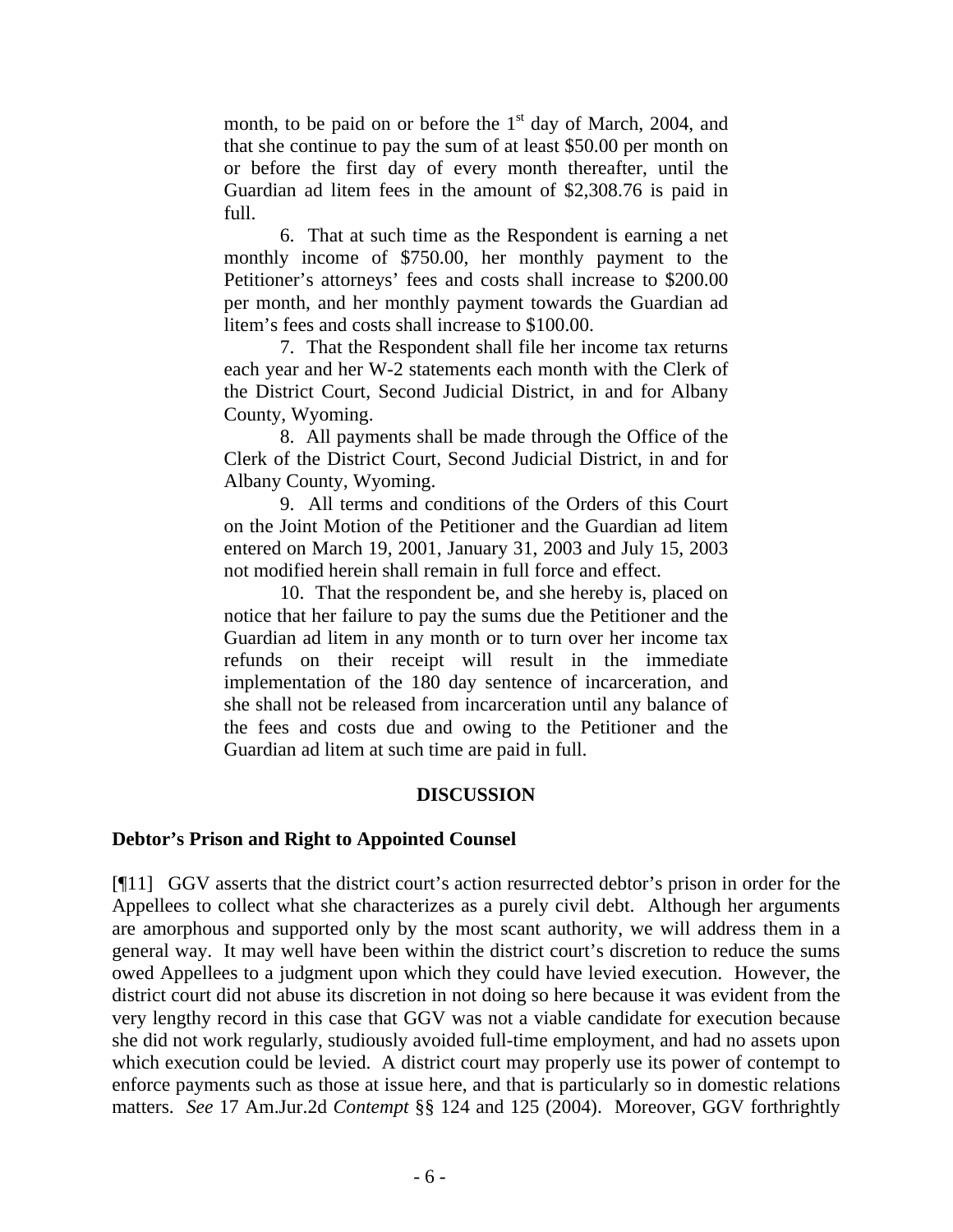month, to be paid on or before the 1st day of March, 2004, and that she continue to pay the sum of at least $50.00 per month on or before the first day of every month thereafter, until the Guardian ad litem fees in the amount of $2,308.76 is paid in full.

6. That at such time as the Respondent is earning a net monthly income of $750.00, her monthly payment to the Petitioner's attorneys' fees and costs shall increase to $200.00 per month, and her monthly payment towards the Guardian ad litem's fees and costs shall increase to $100.00.

7. That the Respondent shall file her income tax returns each year and her W-2 statements each month with the Clerk of the District Court, Second Judicial District, in and for Albany County, Wyoming.

8. All payments shall be made through the Office of the Clerk of the District Court, Second Judicial District, in and for Albany County, Wyoming.

9. All terms and conditions of the Orders of this Court on the Joint Motion of the Petitioner and the Guardian ad litem entered on March 19, 2001, January 31, 2003 and July 15, 2003 not modified herein shall remain in full force and effect.

10. That the respondent be, and she hereby is, placed on notice that her failure to pay the sums due the Petitioner and the Guardian ad litem in any month or to turn over her income tax refunds on their receipt will result in the immediate implementation of the 180 day sentence of incarceration, and she shall not be released from incarceration until any balance of the fees and costs due and owing to the Petitioner and the Guardian ad litem at such time are paid in full.

## DISCUSSION

### Debtor's Prison and Right to Appointed Counsel

[¶11] GGV asserts that the district court's action resurrected debtor's prison in order for the Appellees to collect what she characterizes as a purely civil debt. Although her arguments are amorphous and supported only by the most scant authority, we will address them in a general way. It may well have been within the district court's discretion to reduce the sums owed Appellees to a judgment upon which they could have levied execution. However, the district court did not abuse its discretion in not doing so here because it was evident from the very lengthy record in this case that GGV was not a viable candidate for execution because she did not work regularly, studiously avoided full-time employment, and had no assets upon which execution could be levied. A district court may properly use its power of contempt to enforce payments such as those at issue here, and that is particularly so in domestic relations matters. *See* 17 Am.Jur.2d *Contempt* §§ 124 and 125 (2004). Moreover, GGV forthrightly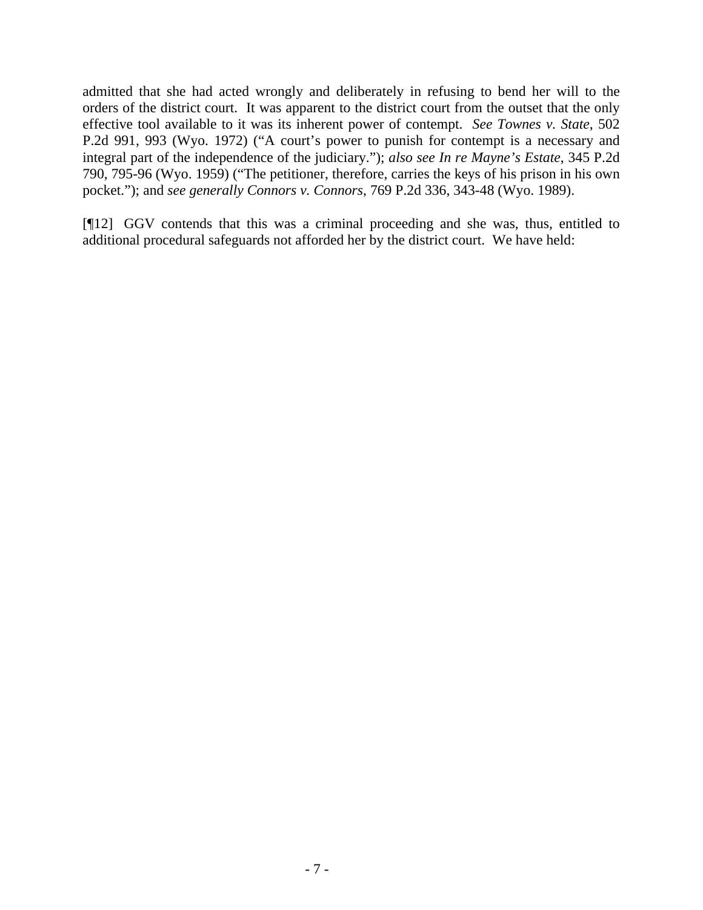admitted that she had acted wrongly and deliberately in refusing to bend her will to the orders of the district court. It was apparent to the district court from the outset that the only effective tool available to it was its inherent power of contempt. *See Townes v. State*, 502 P.2d 991, 993 (Wyo. 1972) ("A court's power to punish for contempt is a necessary and integral part of the independence of the judiciary."); *also see In re Mayne's Estate*, 345 P.2d 790, 795-96 (Wyo. 1959) ("The petitioner, therefore, carries the keys of his prison in his own pocket."); and *see generally Connors v. Connors*, 769 P.2d 336, 343-48 (Wyo. 1989).

[¶12] GGV contends that this was a criminal proceeding and she was, thus, entitled to additional procedural safeguards not afforded her by the district court. We have held: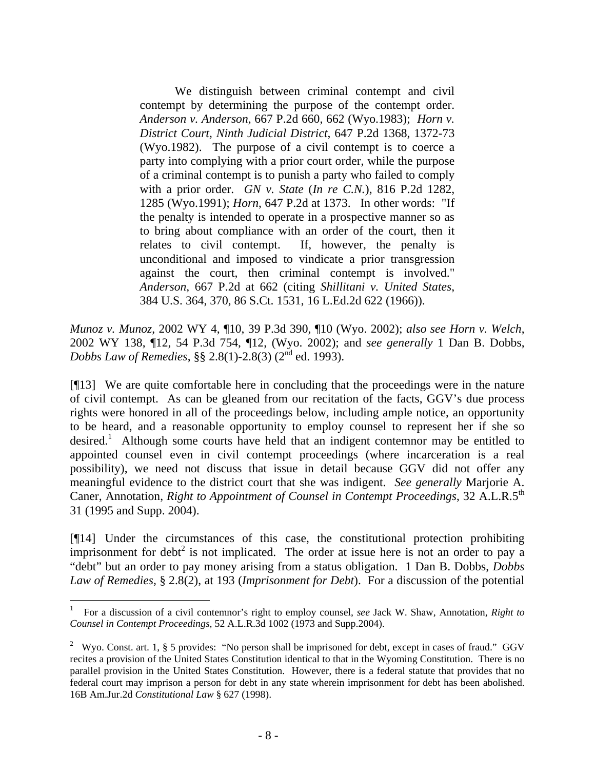> We distinguish between criminal contempt and civil contempt by determining the purpose of the contempt order. *Anderson v. Anderson*, 667 P.2d 660, 662 (Wyo.1983); *Horn v. District Court, Ninth Judicial District*, 647 P.2d 1368, 1372-73 (Wyo.1982). The purpose of a civil contempt is to coerce a party into complying with a prior court order, while the purpose of a criminal contempt is to punish a party who failed to comply with a prior order. *GN v. State* (*In re C.N.*), 816 P.2d 1282, 1285 (Wyo.1991); *Horn*, 647 P.2d at 1373. In other words: "If the penalty is intended to operate in a prospective manner so as to bring about compliance with an order of the court, then it relates to civil contempt. If, however, the penalty is unconditional and imposed to vindicate a prior transgression against the court, then criminal contempt is involved." *Anderson*, 667 P.2d at 662 (citing *Shillitani v. United States*, 384 U.S. 364, 370, 86 S.Ct. 1531, 16 L.Ed.2d 622 (1966)).

*Munoz v. Munoz*, 2002 WY 4, ¶10, 39 P.3d 390, ¶10 (Wyo. 2002); *also see Horn v. Welch*, 2002 WY 138, ¶12, 54 P.3d 754, ¶12, (Wyo. 2002); and *see generally* 1 Dan B. Dobbs, *Dobbs Law of Remedies*, §§ 2.8(1)-2.8(3) (2nd ed. 1993).

[¶13] We are quite comfortable here in concluding that the proceedings were in the nature of civil contempt. As can be gleaned from our recitation of the facts, GGV's due process rights were honored in all of the proceedings below, including ample notice, an opportunity to be heard, and a reasonable opportunity to employ counsel to represent her if she so desired.[1] Although some courts have held that an indigent contemnor may be entitled to appointed counsel even in civil contempt proceedings (where incarceration is a real possibility), we need not discuss that issue in detail because GGV did not offer any meaningful evidence to the district court that she was indigent. *See generally* Marjorie A. Caner, Annotation, *Right to Appointment of Counsel in Contempt Proceedings*, 32 A.L.R.5th 31 (1995 and Supp. 2004).

[¶14] Under the circumstances of this case, the constitutional protection prohibiting imprisonment for debt[2] is not implicated. The order at issue here is not an order to pay a "debt" but an order to pay money arising from a status obligation. 1 Dan B. Dobbs, *Dobbs Law of Remedies,* § 2.8(2), at 193 (*Imprisonment for Debt*). For a discussion of the potential

---

[1] For a discussion of a civil contemnor's right to employ counsel, *see* Jack W. Shaw, Annotation, *Right to Counsel in Contempt Proceedings*, 52 A.L.R.3d 1002 (1973 and Supp.2004).

[2] Wyo. Const. art. 1, § 5 provides: "No person shall be imprisoned for debt, except in cases of fraud." GGV recites a provision of the United States Constitution identical to that in the Wyoming Constitution. There is no parallel provision in the United States Constitution. However, there is a federal statute that provides that no federal court may imprison a person for debt in any state wherein imprisonment for debt has been abolished. 16B Am.Jur.2d *Constitutional Law* § 627 (1998).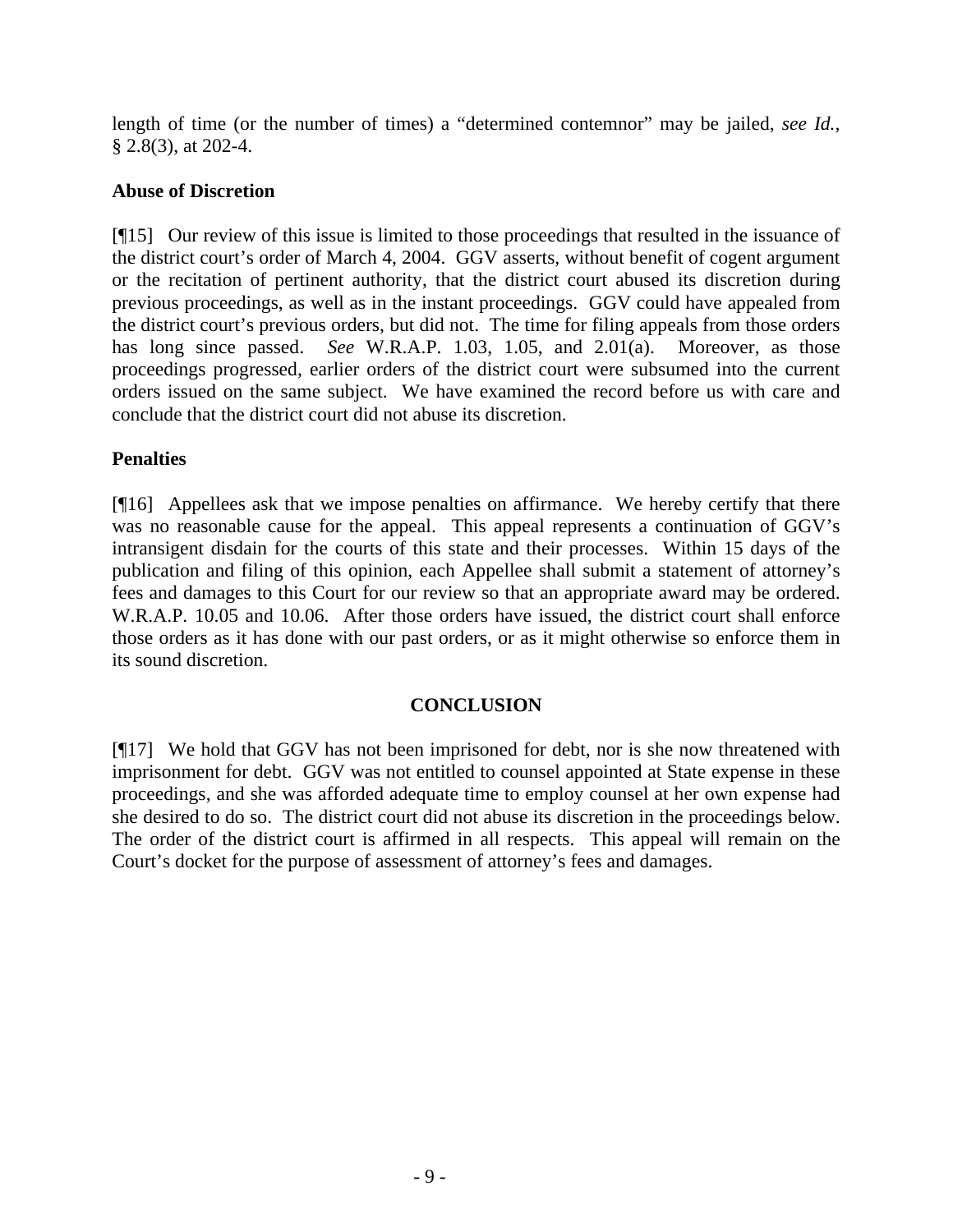length of time (or the number of times) a "determined contemnor" may be jailed, *see Id.*, § 2.8(3), at 202-4.

**Abuse of Discretion**

[¶15] Our review of this issue is limited to those proceedings that resulted in the issuance of the district court's order of March 4, 2004. GGV asserts, without benefit of cogent argument or the recitation of pertinent authority, that the district court abused its discretion during previous proceedings, as well as in the instant proceedings. GGV could have appealed from the district court's previous orders, but did not. The time for filing appeals from those orders has long since passed. *See* W.R.A.P. 1.03, 1.05, and 2.01(a). Moreover, as those proceedings progressed, earlier orders of the district court were subsumed into the current orders issued on the same subject. We have examined the record before us with care and conclude that the district court did not abuse its discretion.

**Penalties**

[¶16] Appellees ask that we impose penalties on affirmance. We hereby certify that there was no reasonable cause for the appeal. This appeal represents a continuation of GGV's intransigent disdain for the courts of this state and their processes. Within 15 days of the publication and filing of this opinion, each Appellee shall submit a statement of attorney's fees and damages to this Court for our review so that an appropriate award may be ordered. W.R.A.P. 10.05 and 10.06. After those orders have issued, the district court shall enforce those orders as it has done with our past orders, or as it might otherwise so enforce them in its sound discretion.

**CONCLUSION**

[¶17] We hold that GGV has not been imprisoned for debt, nor is she now threatened with imprisonment for debt. GGV was not entitled to counsel appointed at State expense in these proceedings, and she was afforded adequate time to employ counsel at her own expense had she desired to do so. The district court did not abuse its discretion in the proceedings below. The order of the district court is affirmed in all respects. This appeal will remain on the Court's docket for the purpose of assessment of attorney's fees and damages.